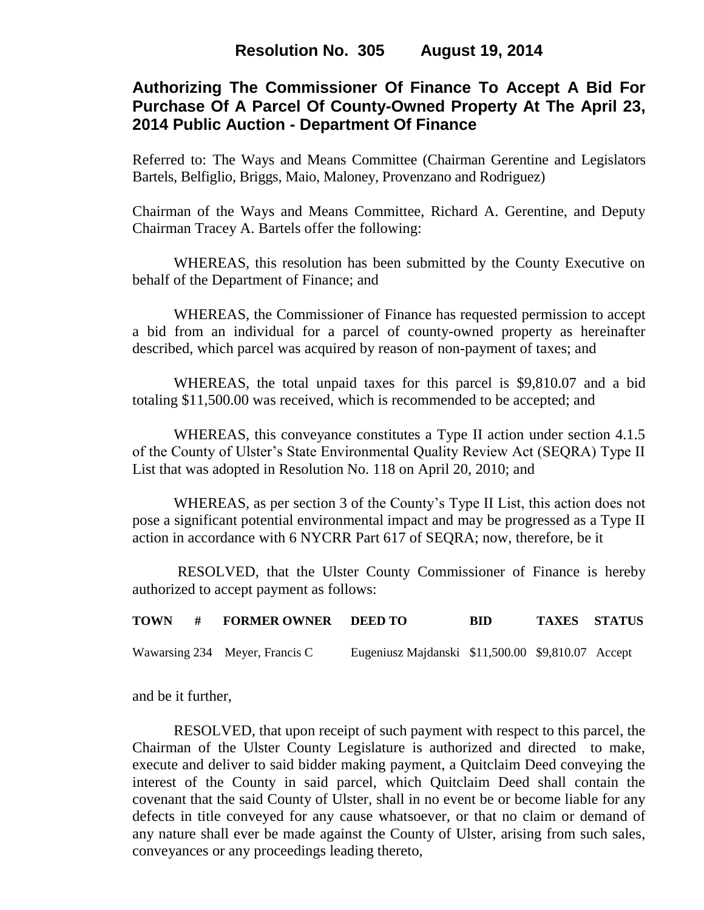**Resolution No. 305 August 19, 2014**

## Authorizing The Commissioner Of Finance To Accept A Bid For Purchase Of A Parcel Of County-Owned Property At The April 23, 2014 Public Auction - Department Of Finance

Referred to: The Ways and Means Committee (Chairman Gerentine and Legislators Bartels, Belfiglio, Briggs, Maio, Maloney, Provenzano and Rodriguez)

Chairman of the Ways and Means Committee, Richard A. Gerentine, and Deputy Chairman Tracey A. Bartels offer the following:

WHEREAS, this resolution has been submitted by the County Executive on behalf of the Department of Finance; and

WHEREAS, the Commissioner of Finance has requested permission to accept a bid from an individual for a parcel of county-owned property as hereinafter described, which parcel was acquired by reason of non-payment of taxes; and

WHEREAS, the total unpaid taxes for this parcel is $9,810.07 and a bid totaling $11,500.00 was received, which is recommended to be accepted; and

WHEREAS, this conveyance constitutes a Type II action under section 4.1.5 of the County of Ulster's State Environmental Quality Review Act (SEQRA) Type II List that was adopted in Resolution No. 118 on April 20, 2010; and

WHEREAS, as per section 3 of the County's Type II List, this action does not pose a significant potential environmental impact and may be progressed as a Type II action in accordance with 6 NYCRR Part 617 of SEQRA; now, therefore, be it

RESOLVED, that the Ulster County Commissioner of Finance is hereby authorized to accept payment as follows:

| TOWN | # | FORMER OWNER | DEED TO | BID | TAXES | STATUS |
|---|---|---|---|---|---|---|
| Wawarsing | 234 | Meyer, Francis C | Eugeniusz Majdanski | $11,500.00 | $9,810.07 | Accept |

and be it further,

RESOLVED, that upon receipt of such payment with respect to this parcel, the Chairman of the Ulster County Legislature is authorized and directed to make, execute and deliver to said bidder making payment, a Quitclaim Deed conveying the interest of the County in said parcel, which Quitclaim Deed shall contain the covenant that the said County of Ulster, shall in no event be or become liable for any defects in title conveyed for any cause whatsoever, or that no claim or demand of any nature shall ever be made against the County of Ulster, arising from such sales, conveyances or any proceedings leading thereto,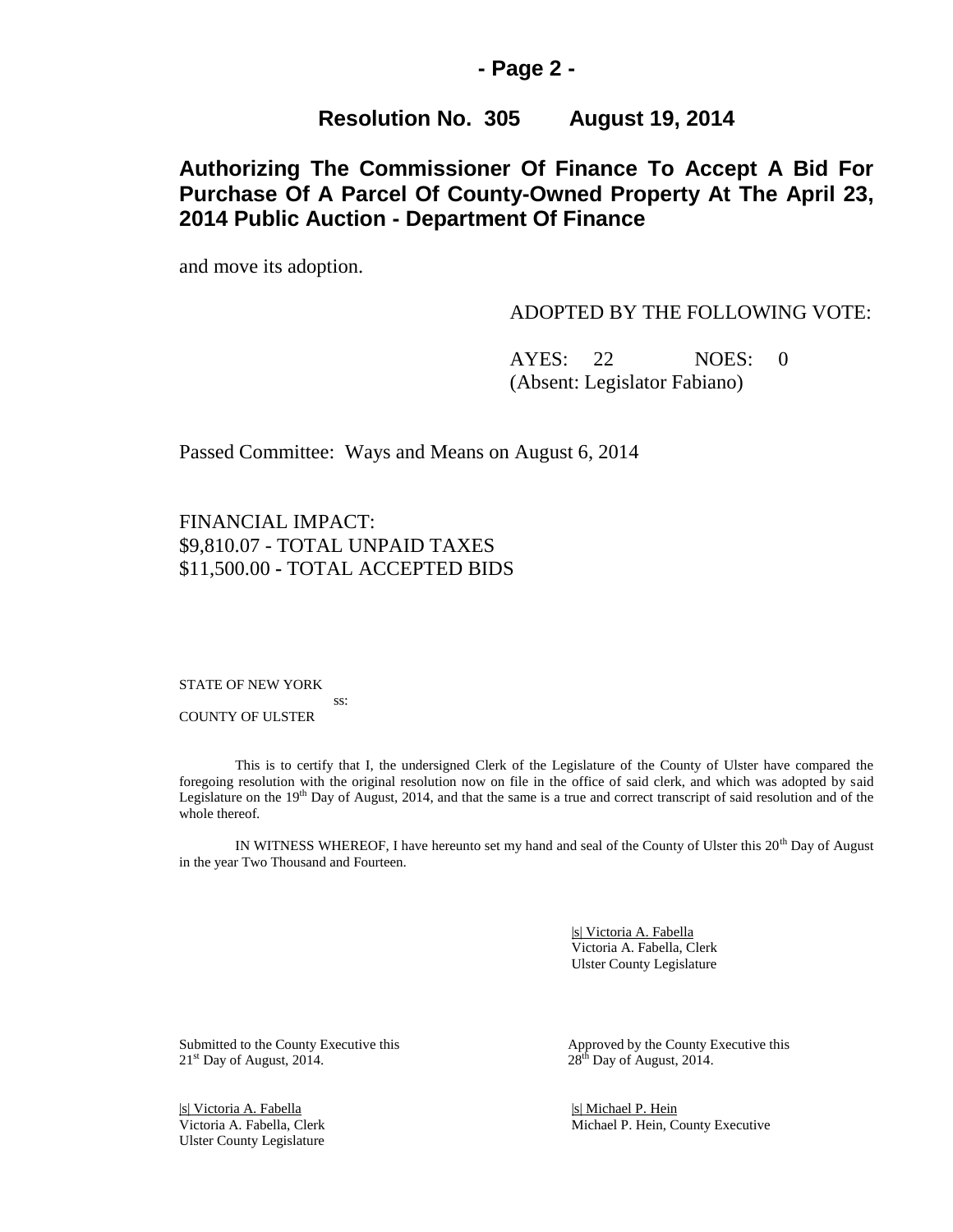**Resolution No. 305 August 19, 2014**

## Authorizing The Commissioner Of Finance To Accept A Bid For Purchase Of A Parcel Of County-Owned Property At The April 23, 2014 Public Auction - Department Of Finance

and move its adoption.

ADOPTED BY THE FOLLOWING VOTE:

AYES: 22 NOES: 0
(Absent: Legislator Fabiano)

Passed Committee: Ways and Means on August 6, 2014

FINANCIAL IMPACT:
$9,810.07 - TOTAL UNPAID TAXES
$11,500.00 - TOTAL ACCEPTED BIDS

STATE OF NEW YORK
ss:
COUNTY OF ULSTER

This is to certify that I, the undersigned Clerk of the Legislature of the County of Ulster have compared the foregoing resolution with the original resolution now on file in the office of said clerk, and which was adopted by said Legislature on the 19th Day of August, 2014, and that the same is a true and correct transcript of said resolution and of the whole thereof.

IN WITNESS WHEREOF, I have hereunto set my hand and seal of the County of Ulster this 20th Day of August in the year Two Thousand and Fourteen.

|s| Victoria A. Fabella
Victoria A. Fabella, Clerk
Ulster County Legislature

Submitted to the County Executive this 21st Day of August, 2014.

|s| Victoria A. Fabella
Victoria A. Fabella, Clerk
Ulster County Legislature

Approved by the County Executive this 28th Day of August, 2014.

|s| Michael P. Hein
Michael P. Hein, County Executive